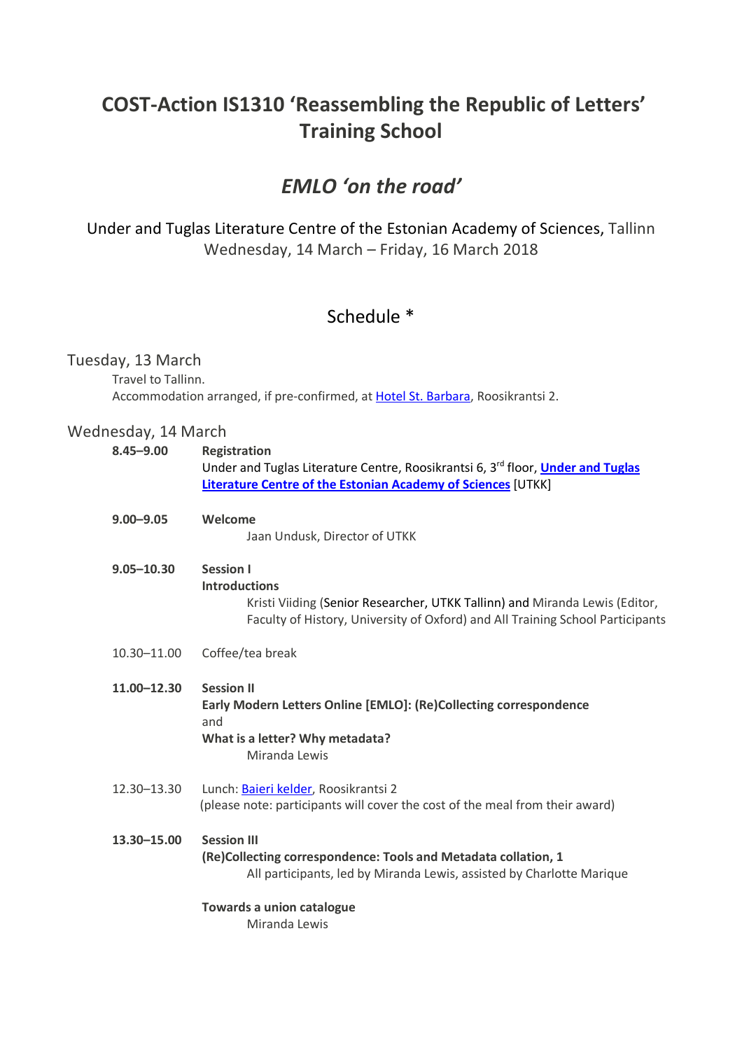# COST-Action IS1310 'Reassembling the Republic of Letters' Training School

## *EMLO 'on the road'*

Under and Tuglas Literature Centre of the Estonian Academy of Sciences, Tallinn
Wednesday, 14 March – Friday, 16 March 2018

## Schedule *

### Tuesday, 13 March

Travel to Tallinn.
Accommodation arranged, if pre-confirmed, at Hotel St. Barbara, Roosikrantsi 2.

### Wednesday, 14 March

**8.45–9.00** **Registration**
Under and Tuglas Literature Centre, Roosikrantsi 6, 3rd floor, **Under and Tuglas Literature Centre of the Estonian Academy of Sciences** [UTKK]

**9.00–9.05** **Welcome**
Jaan Undusk, Director of UTKK

**9.05–10.30** **Session I**
**Introductions**
Kristi Viiding (Senior Researcher, UTKK Tallinn) and Miranda Lewis (Editor, Faculty of History, University of Oxford) and All Training School Participants

10.30–11.00 Coffee/tea break

**11.00–12.30** **Session II**
**Early Modern Letters Online [EMLO]: (Re)Collecting correspondence**
and
**What is a letter? Why metadata?**
Miranda Lewis

12.30–13.30 Lunch: Baieri kelder, Roosikrantsi 2
(please note: participants will cover the cost of the meal from their award)

**13.30–15.00** **Session III**
**(Re)Collecting correspondence: Tools and Metadata collation, 1**
All participants, led by Miranda Lewis, assisted by Charlotte Marique

**Towards a union catalogue**
Miranda Lewis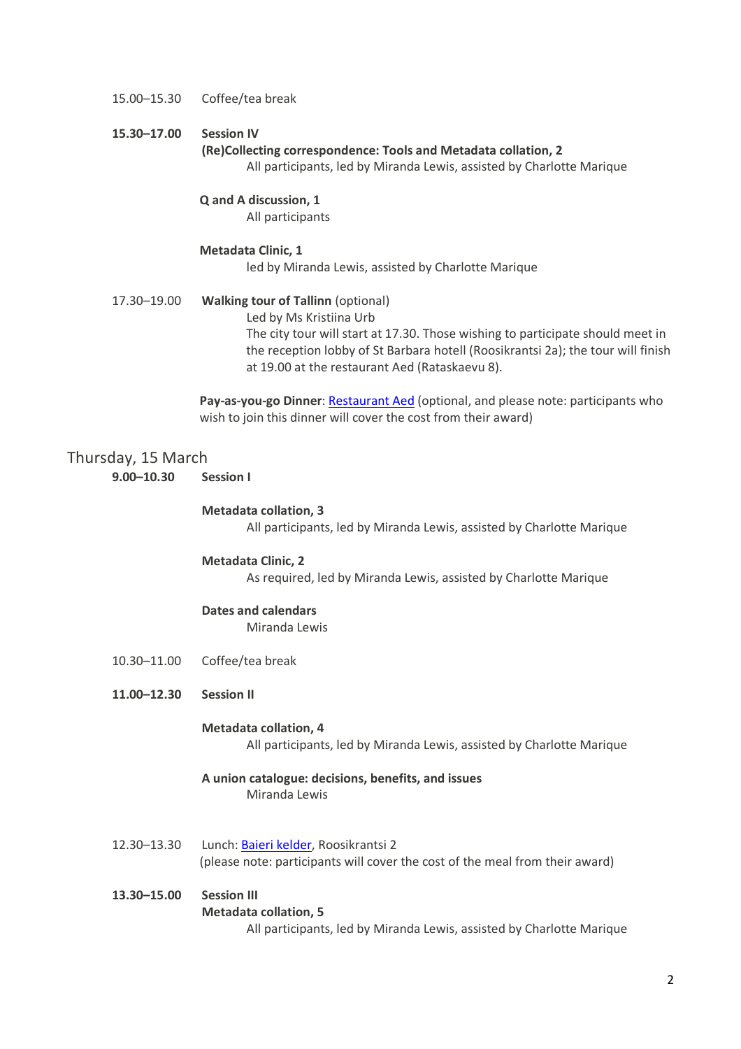15.00–15.30 Coffee/tea break

**15.30–17.00** **Session IV**
**(Re)Collecting correspondence: Tools and Metadata collation, 2**
All participants, led by Miranda Lewis, assisted by Charlotte Marique

**Q and A discussion, 1**
All participants

**Metadata Clinic, 1**
led by Miranda Lewis, assisted by Charlotte Marique

17.30–19.00 **Walking tour of Tallinn** (optional)
Led by Ms Kristiina Urb
The city tour will start at 17.30. Those wishing to participate should meet in the reception lobby of St Barbara hotell (Roosikrantsi 2a); the tour will finish at 19.00 at the restaurant Aed (Rataskaevu 8).

**Pay-as-you-go Dinner**: Restaurant Aed (optional, and please note: participants who wish to join this dinner will cover the cost from their award)

## Thursday, 15 March

**9.00–10.30** **Session I**

**Metadata collation, 3**
All participants, led by Miranda Lewis, assisted by Charlotte Marique

**Metadata Clinic, 2**
As required, led by Miranda Lewis, assisted by Charlotte Marique

**Dates and calendars**
Miranda Lewis

10.30–11.00 Coffee/tea break

**11.00–12.30** **Session II**

**Metadata collation, 4**
All participants, led by Miranda Lewis, assisted by Charlotte Marique

**A union catalogue: decisions, benefits, and issues**
Miranda Lewis

12.30–13.30 Lunch: Baieri kelder, Roosikrantsi 2
(please note: participants will cover the cost of the meal from their award)

**13.30–15.00** **Session III**
**Metadata collation, 5**
All participants, led by Miranda Lewis, assisted by Charlotte Marique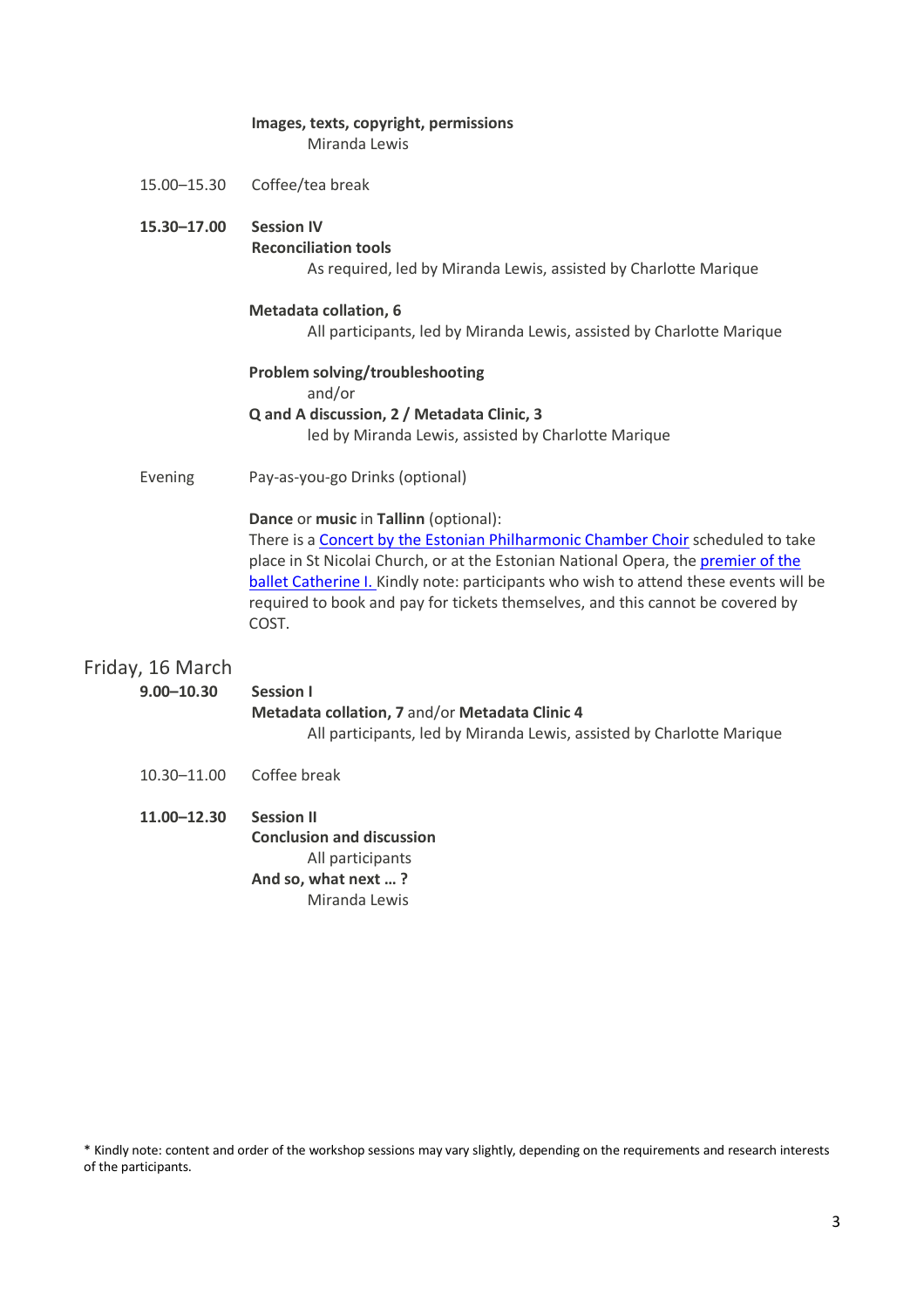**Images, texts, copyright, permissions**
Miranda Lewis

15.00–15.30 Coffee/tea break

**15.30–17.00** **Session IV**
**Reconciliation tools**
As required, led by Miranda Lewis, assisted by Charlotte Marique

**Metadata collation, 6**
All participants, led by Miranda Lewis, assisted by Charlotte Marique

**Problem solving/troubleshooting**
and/or
**Q and A discussion, 2 / Metadata Clinic, 3**
led by Miranda Lewis, assisted by Charlotte Marique

Evening Pay-as-you-go Drinks (optional)

**Dance** or **music** in **Tallinn** (optional):
There is a Concert by the Estonian Philharmonic Chamber Choir scheduled to take place in St Nicolai Church, or at the Estonian National Opera, the premier of the ballet Catherine I. Kindly note: participants who wish to attend these events will be required to book and pay for tickets themselves, and this cannot be covered by COST.

## Friday, 16 March

**9.00–10.30** **Session I**
**Metadata collation, 7** and/or **Metadata Clinic 4**
All participants, led by Miranda Lewis, assisted by Charlotte Marique

10.30–11.00 Coffee break

**11.00–12.30** **Session II**
**Conclusion and discussion**
All participants
**And so, what next … ?**
Miranda Lewis

* Kindly note: content and order of the workshop sessions may vary slightly, depending on the requirements and research interests of the participants.